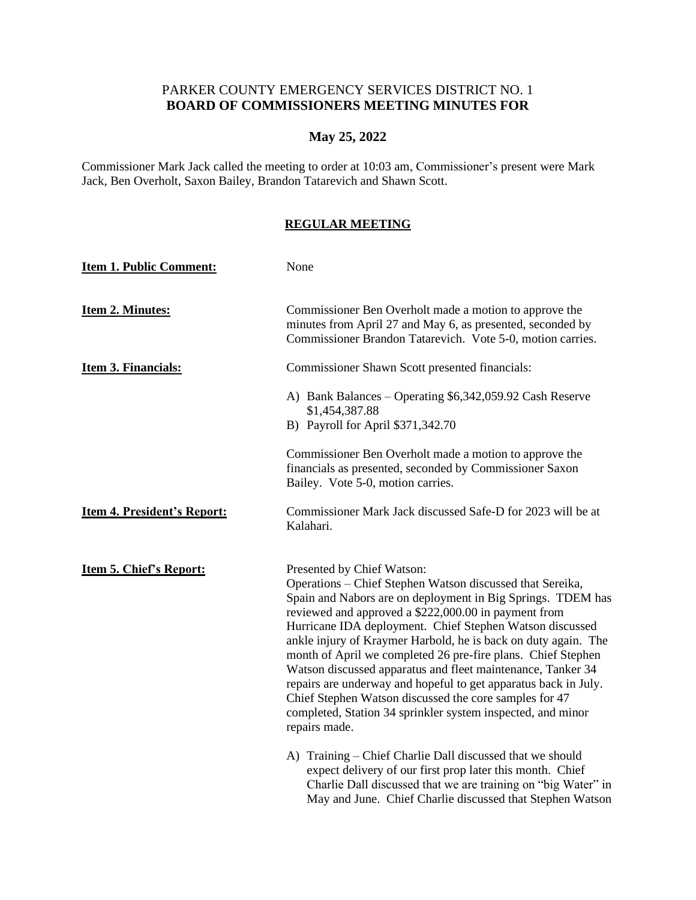# PARKER COUNTY EMERGENCY SERVICES DISTRICT NO. 1
## BOARD OF COMMISSIONERS MEETING MINUTES FOR

## May 25, 2022

Commissioner Mark Jack called the meeting to order at 10:03 am, Commissioner's present were Mark Jack, Ben Overholt, Saxon Bailey, Brandon Tatarevich and Shawn Scott.

## REGULAR MEETING

**Item 1. Public Comment:** None

**Item 2. Minutes:** Commissioner Ben Overholt made a motion to approve the minutes from April 27 and May 6, as presented, seconded by Commissioner Brandon Tatarevich. Vote 5-0, motion carries.

**Item 3. Financials:** Commissioner Shawn Scott presented financials:

A) Bank Balances – Operating $6,342,059.92 Cash Reserve $1,454,387.88
B) Payroll for April $371,342.70

Commissioner Ben Overholt made a motion to approve the financials as presented, seconded by Commissioner Saxon Bailey. Vote 5-0, motion carries.

**Item 4. President's Report:** Commissioner Mark Jack discussed Safe-D for 2023 will be at Kalahari.

**Item 5. Chief's Report:** Presented by Chief Watson:
Operations – Chief Stephen Watson discussed that Sereika, Spain and Nabors are on deployment in Big Springs. TDEM has reviewed and approved a $222,000.00 in payment from Hurricane IDA deployment. Chief Stephen Watson discussed ankle injury of Kraymer Harbold, he is back on duty again. The month of April we completed 26 pre-fire plans. Chief Stephen Watson discussed apparatus and fleet maintenance, Tanker 34 repairs are underway and hopeful to get apparatus back in July. Chief Stephen Watson discussed the core samples for 47 completed, Station 34 sprinkler system inspected, and minor repairs made.

A) Training – Chief Charlie Dall discussed that we should expect delivery of our first prop later this month. Chief Charlie Dall discussed that we are training on "big Water" in May and June. Chief Charlie discussed that Stephen Watson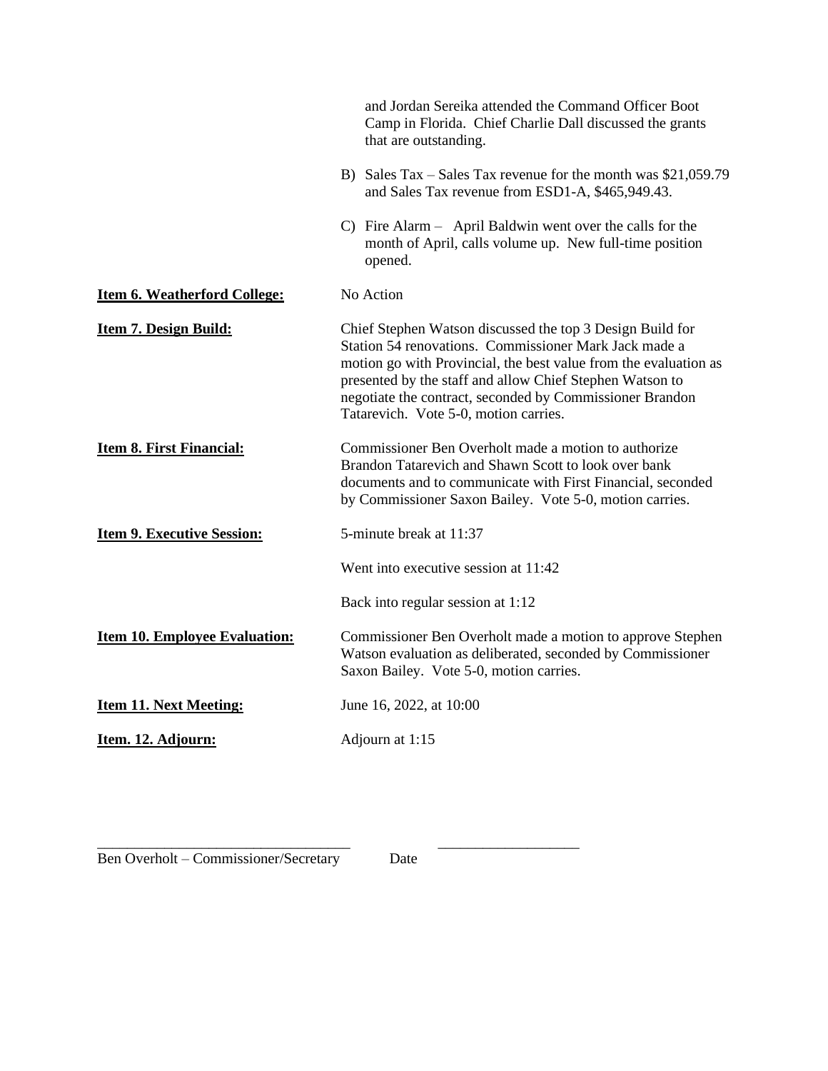and Jordan Sereika attended the Command Officer Boot Camp in Florida. Chief Charlie Dall discussed the grants that are outstanding.

B) Sales Tax – Sales Tax revenue for the month was $21,059.79 and Sales Tax revenue from ESD1-A, $465,949.43.

C) Fire Alarm – April Baldwin went over the calls for the month of April, calls volume up. New full-time position opened.

**Item 6. Weatherford College:** No Action

**Item 7. Design Build:** Chief Stephen Watson discussed the top 3 Design Build for Station 54 renovations. Commissioner Mark Jack made a motion go with Provincial, the best value from the evaluation as presented by the staff and allow Chief Stephen Watson to negotiate the contract, seconded by Commissioner Brandon Tatarevich. Vote 5-0, motion carries.

**Item 8. First Financial:** Commissioner Ben Overholt made a motion to authorize Brandon Tatarevich and Shawn Scott to look over bank documents and to communicate with First Financial, seconded by Commissioner Saxon Bailey. Vote 5-0, motion carries.

**Item 9. Executive Session:** 5-minute break at 11:37

Went into executive session at 11:42

Back into regular session at 1:12

**Item 10. Employee Evaluation:** Commissioner Ben Overholt made a motion to approve Stephen Watson evaluation as deliberated, seconded by Commissioner Saxon Bailey. Vote 5-0, motion carries.

**Item 11. Next Meeting:** June 16, 2022, at 10:00

**Item. 12. Adjourn:** Adjourn at 1:15

\_\_\_\_\_\_\_\_\_\_\_\_\_\_\_\_\_\_\_\_\_\_\_\_\_\_\_\_\_\_\_\_\_\_ \_\_\_\_\_\_\_\_\_\_\_\_\_\_\_\_\_\_\_

Ben Overholt – Commissioner/Secretary Date